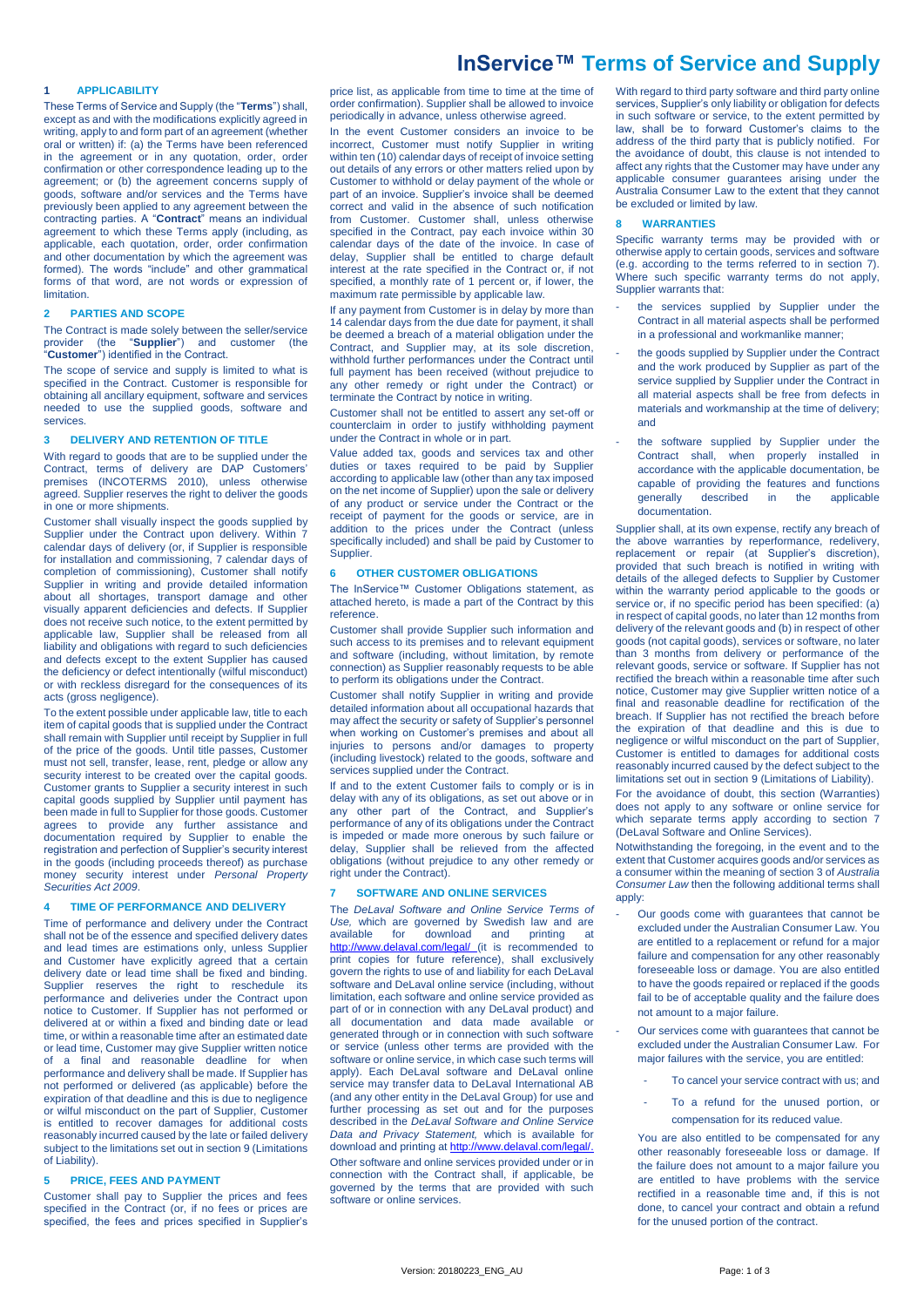# InService™ Terms of Service and Supply

## 1 APPLICABILITY

These Terms of Service and Supply (the "**Terms**") shall, except as and with the modifications explicitly agreed in writing, apply to and form part of an agreement (whether oral or written) if: (a) the Terms have been referenced in the agreement or in any quotation, order, order confirmation or other correspondence leading up to the agreement; or (b) the agreement concerns supply of goods, software and/or services and the Terms have previously been applied to any agreement between the contracting parties. A "**Contract**" means an individual agreement to which these Terms apply (including, as applicable, each quotation, order, order confirmation and other documentation by which the agreement was formed). The words "include" and other grammatical forms of that word, are not words or expression of limitation.

## 2 PARTIES AND SCOPE

The Contract is made solely between the seller/service provider (the "**Supplier**") and customer (the "**Customer**") identified in the Contract.

The scope of service and supply is limited to what is specified in the Contract. Customer is responsible for obtaining all ancillary equipment, software and services needed to use the supplied goods, software and services.

## 3 DELIVERY AND RETENTION OF TITLE

With regard to goods that are to be supplied under the Contract, terms of delivery are DAP Customers' premises (INCOTERMS 2010), unless otherwise agreed. Supplier reserves the right to deliver the goods in one or more shipments.

Customer shall visually inspect the goods supplied by Supplier under the Contract upon delivery. Within 7 calendar days of delivery (or, if Supplier is responsible for installation and commissioning, 7 calendar days of completion of commissioning), Customer shall notify Supplier in writing and provide detailed information about all shortages, transport damage and other visually apparent deficiencies and defects. If Supplier does not receive such notice, to the extent permitted by applicable law, Supplier shall be released from all liability and obligations with regard to such deficiencies and defects except to the extent Supplier has caused the deficiency or defect intentionally (wilful misconduct) or with reckless disregard for the consequences of its acts (gross negligence).

To the extent possible under applicable law, title to each item of capital goods that is supplied under the Contract shall remain with Supplier until receipt by Supplier in full of the price of the goods. Until title passes, Customer must not sell, transfer, lease, rent, pledge or allow any security interest to be created over the capital goods. Customer grants to Supplier a security interest in such capital goods supplied by Supplier until payment has been made in full to Supplier for those goods. Customer agrees to provide any further assistance and documentation required by Supplier to enable the registration and perfection of Supplier's security interest in the goods (including proceeds thereof) as purchase money security interest under *Personal Property Securities Act 2009*.

## 4 TIME OF PERFORMANCE AND DELIVERY

Time of performance and delivery under the Contract shall not be of the essence and specified delivery dates and lead times are estimations only, unless Supplier and Customer have explicitly agreed that a certain delivery date or lead time shall be fixed and binding. Supplier reserves the right to reschedule its performance and deliveries under the Contract upon notice to Customer. If Supplier has not performed or delivered at or within a fixed and binding date or lead time, or within a reasonable time after an estimated date or lead time, Customer may give Supplier written notice of a final and reasonable deadline for when performance and delivery shall be made. If Supplier has not performed or delivered (as applicable) before the expiration of that deadline and this is due to negligence or wilful misconduct on the part of Supplier, Customer is entitled to recover damages for additional costs reasonably incurred caused by the late or failed delivery subject to the limitations set out in section 9 (Limitations of Liability).

## 5 PRICE, FEES AND PAYMENT

Customer shall pay to Supplier the prices and fees specified in the Contract (or, if no fees or prices are specified, the fees and prices specified in Supplier's price list, as applicable from time to time at the time of order confirmation). Supplier shall be allowed to invoice periodically in advance, unless otherwise agreed.

In the event Customer considers an invoice to be incorrect, Customer must notify Supplier in writing within ten (10) calendar days of receipt of invoice setting out details of any errors or other matters relied upon by Customer to withhold or delay payment of the whole or part of an invoice. Supplier's invoice shall be deemed correct and valid in the absence of such notification from Customer. Customer shall, unless otherwise specified in the Contract, pay each invoice within 30 calendar days of the date of the invoice. In case of delay, Supplier shall be entitled to charge default interest at the rate specified in the Contract or, if not specified, a monthly rate of 1 percent or, if lower, the maximum rate permissible by applicable law.

If any payment from Customer is in delay by more than 14 calendar days from the due date for payment, it shall be deemed a breach of a material obligation under the Contract, and Supplier may, at its sole discretion, withhold further performances under the Contract until full payment has been received (without prejudice to any other remedy or right under the Contract) or terminate the Contract by notice in writing.

Customer shall not be entitled to assert any set-off or counterclaim in order to justify withholding payment under the Contract in whole or in part.

Value added tax, goods and services tax and other duties or taxes required to be paid by Supplier according to applicable law (other than any tax imposed on the net income of Supplier) upon the sale or delivery of any product or service under the Contract or the receipt of payment for the goods or service, are in addition to the prices under the Contract (unless specifically included) and shall be paid by Customer to Supplier.

## 6 OTHER CUSTOMER OBLIGATIONS

The InService™ Customer Obligations statement, as attached hereto, is made a part of the Contract by this reference.

Customer shall provide Supplier such information and such access to its premises and to relevant equipment and software (including, without limitation, by remote connection) as Supplier reasonably requests to be able to perform its obligations under the Contract.

Customer shall notify Supplier in writing and provide detailed information about all occupational hazards that may affect the security or safety of Supplier's personnel when working on Customer's premises and about all injuries to persons and/or damages to property (including livestock) related to the goods, software and services supplied under the Contract.

If and to the extent Customer fails to comply or is in delay with any of its obligations, as set out above or in any other part of the Contract, and Supplier's performance of any of its obligations under the Contract is impeded or made more onerous by such failure or delay, Supplier shall be relieved from the affected obligations (without prejudice to any other remedy or right under the Contract).

## 7 SOFTWARE AND ONLINE SERVICES

The *DeLaval Software and Online Service Terms of Use,* which are governed by Swedish law and are available for download and printing at http://www.delaval.com/legal/ (it is recommended to print copies for future reference), shall exclusively govern the rights to use of and liability for each DeLaval software and DeLaval online service (including, without limitation, each software and online service provided as part of or in connection with any DeLaval product) and all documentation and data made available or generated through or in connection with such software or service (unless other terms are provided with the software or online service, in which case such terms will apply). Each DeLaval software and DeLaval online service may transfer data to DeLaval International AB (and any other entity in the DeLaval Group) for use and further processing as set out and for the purposes described in the *DeLaval Software and Online Service Data and Privacy Statement,* which is available for download and printing at http://www.delaval.com/legal/.

Other software and online services provided under or in connection with the Contract shall, if applicable, be governed by the terms that are provided with such software or online services.

With regard to third party software and third party online services, Supplier's only liability or obligation for defects in such software or service, to the extent permitted by law, shall be to forward Customer's claims to the address of the third party that is publicly notified. For the avoidance of doubt, this clause is not intended to affect any rights that the Customer may have under any applicable consumer guarantees arising under the Australia Consumer Law to the extent that they cannot be excluded or limited by law.

## 8 WARRANTIES

Specific warranty terms may be provided with or otherwise apply to certain goods, services and software (e.g. according to the terms referred to in section 7). Where such specific warranty terms do not apply, Supplier warrants that:

- the services supplied by Supplier under the Contract in all material aspects shall be performed in a professional and workmanlike manner;
- the goods supplied by Supplier under the Contract and the work produced by Supplier as part of the service supplied by Supplier under the Contract in all material aspects shall be free from defects in materials and workmanship at the time of delivery; and
- the software supplied by Supplier under the Contract shall, when properly installed in accordance with the applicable documentation, be capable of providing the features and functions generally described in the applicable documentation.

Supplier shall, at its own expense, rectify any breach of the above warranties by reperformance, redelivery, replacement or repair (at Supplier's discretion), provided that such breach is notified in writing with details of the alleged defects to Supplier by Customer within the warranty period applicable to the goods or service or, if no specific period has been specified: (a) in respect of capital goods, no later than 12 months from delivery of the relevant goods and (b) in respect of other goods (not capital goods), services or software, no later than 3 months from delivery or performance of the relevant goods, service or software. If Supplier has not rectified the breach within a reasonable time after such notice, Customer may give Supplier written notice of a final and reasonable deadline for rectification of the breach. If Supplier has not rectified the breach before the expiration of that deadline and this is due to negligence or wilful misconduct on the part of Supplier, Customer is entitled to damages for additional costs reasonably incurred caused by the defect subject to the limitations set out in section 9 (Limitations of Liability).

For the avoidance of doubt, this section (Warranties) does not apply to any software or online service for which separate terms apply according to section 7 (DeLaval Software and Online Services).

Notwithstanding the foregoing, in the event and to the extent that Customer acquires goods and/or services as a consumer within the meaning of section 3 of *Australia Consumer Law* then the following additional terms shall apply:

- Our goods come with guarantees that cannot be excluded under the Australian Consumer Law. You are entitled to a replacement or refund for a major failure and compensation for any other reasonably foreseeable loss or damage. You are also entitled to have the goods repaired or replaced if the goods fail to be of acceptable quality and the failure does not amount to a major failure.
- Our services come with guarantees that cannot be excluded under the Australian Consumer Law. For major failures with the service, you are entitled:
  - To cancel your service contract with us; and
  - To a refund for the unused portion, or compensation for its reduced value.

  You are also entitled to be compensated for any other reasonably foreseeable loss or damage. If the failure does not amount to a major failure you are entitled to have problems with the service rectified in a reasonable time and, if this is not done, to cancel your contract and obtain a refund for the unused portion of the contract.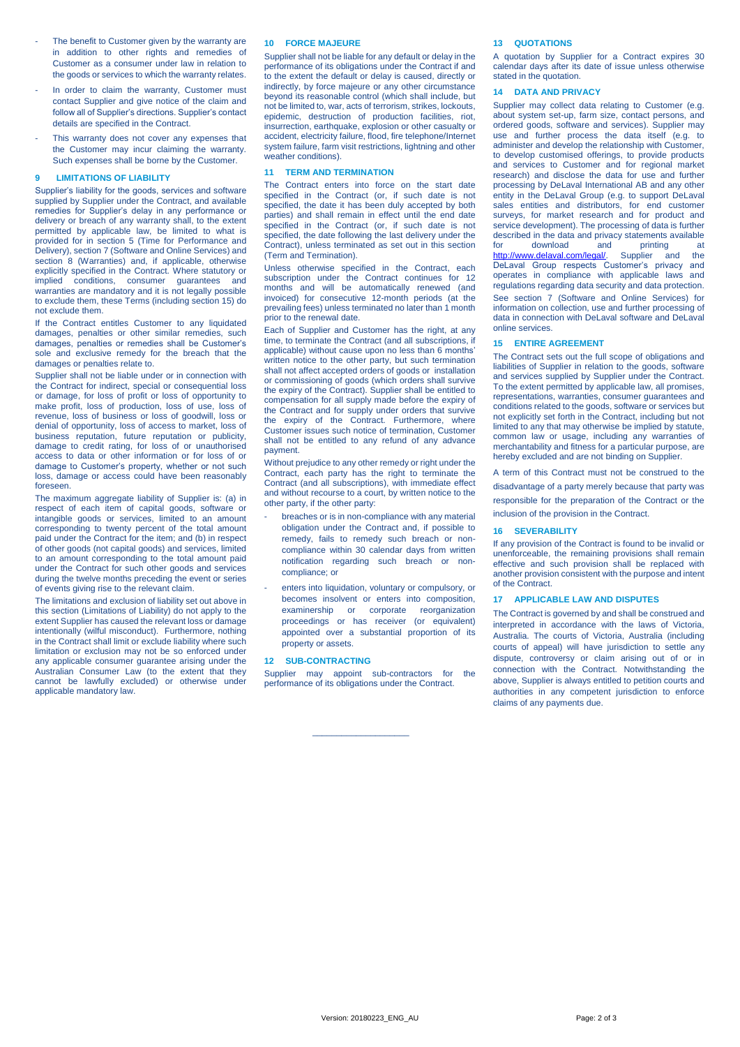- The benefit to Customer given by the warranty are in addition to other rights and remedies of Customer as a consumer under law in relation to the goods or services to which the warranty relates.
- In order to claim the warranty, Customer must contact Supplier and give notice of the claim and follow all of Supplier's directions. Supplier's contact details are specified in the Contract.
- This warranty does not cover any expenses that the Customer may incur claiming the warranty. Such expenses shall be borne by the Customer.

## 9 LIMITATIONS OF LIABILITY

Supplier's liability for the goods, services and software supplied by Supplier under the Contract, and available remedies for Supplier's delay in any performance or delivery or breach of any warranty shall, to the extent permitted by applicable law, be limited to what is provided for in section 5 (Time for Performance and Delivery), section 7 (Software and Online Services) and section 8 (Warranties) and, if applicable, otherwise explicitly specified in the Contract. Where statutory or implied conditions, consumer guarantees and warranties are mandatory and it is not legally possible to exclude them, these Terms (including section 15) do not exclude them.

If the Contract entitles Customer to any liquidated damages, penalties or other similar remedies, such damages, penalties or remedies shall be Customer's sole and exclusive remedy for the breach that the damages or penalties relate to.

Supplier shall not be liable under or in connection with the Contract for indirect, special or consequential loss or damage, for loss of profit or loss of opportunity to make profit, loss of production, loss of use, loss of revenue, loss of business or loss of goodwill, loss or denial of opportunity, loss of access to market, loss of business reputation, future reputation or publicity, damage to credit rating, for loss of or unauthorised access to data or other information or for loss of or damage to Customer's property, whether or not such loss, damage or access could have been reasonably foreseen.

The maximum aggregate liability of Supplier is: (a) in respect of each item of capital goods, software or intangible goods or services, limited to an amount corresponding to twenty percent of the total amount paid under the Contract for the item; and (b) in respect of other goods (not capital goods) and services, limited to an amount corresponding to the total amount paid under the Contract for such other goods and services during the twelve months preceding the event or series of events giving rise to the relevant claim.

The limitations and exclusion of liability set out above in this section (Limitations of Liability) do not apply to the extent Supplier has caused the relevant loss or damage intentionally (wilful misconduct). Furthermore, nothing in the Contract shall limit or exclude liability where such limitation or exclusion may not be so enforced under any applicable consumer guarantee arising under the Australian Consumer Law (to the extent that they cannot be lawfully excluded) or otherwise under applicable mandatory law.

## 10 FORCE MAJEURE

Supplier shall not be liable for any default or delay in the performance of its obligations under the Contract if and to the extent the default or delay is caused, directly or indirectly, by force majeure or any other circumstance beyond its reasonable control (which shall include, but not be limited to, war, acts of terrorism, strikes, lockouts, epidemic, destruction of production facilities, riot, insurrection, earthquake, explosion or other casualty or accident, electricity failure, flood, fire telephone/Internet system failure, farm visit restrictions, lightning and other weather conditions).

## 11 TERM AND TERMINATION

The Contract enters into force on the start date specified in the Contract (or, if such date is not specified, the date it has been duly accepted by both parties) and shall remain in effect until the end date specified in the Contract (or, if such date is not specified, the date following the last delivery under the Contract), unless terminated as set out in this section (Term and Termination).

Unless otherwise specified in the Contract, each subscription under the Contract continues for 12 months and will be automatically renewed (and invoiced) for consecutive 12-month periods (at the prevailing fees) unless terminated no later than 1 month prior to the renewal date.

Each of Supplier and Customer has the right, at any time, to terminate the Contract (and all subscriptions, if applicable) without cause upon no less than 6 months' written notice to the other party, but such termination shall not affect accepted orders of goods or installation or commissioning of goods (which orders shall survive the expiry of the Contract). Supplier shall be entitled to compensation for all supply made before the expiry of the Contract and for supply under orders that survive the expiry of the Contract. Furthermore, where Customer issues such notice of termination, Customer shall not be entitled to any refund of any advance payment.

Without prejudice to any other remedy or right under the Contract, each party has the right to terminate the Contract (and all subscriptions) with immediate effect and without recourse to a court, by written notice to the other party, if the other party:

- breaches or is in non-compliance with any material obligation under the Contract and, if possible to remedy, fails to remedy such breach or non-compliance within 30 calendar days from written notification regarding such breach or non-compliance; or
- enters into liquidation, voluntary or compulsory, or becomes insolvent or enters into composition, examinership or corporate reorganization proceedings or has receiver (or equivalent) appointed over a substantial proportion of its property or assets.

## 12 SUB-CONTRACTING

Supplier may appoint sub-contractors for the performance of its obligations under the Contract.

## 13 QUOTATIONS

A quotation by Supplier for a Contract expires 30 calendar days after its date of issue unless otherwise stated in the quotation.

## 14 DATA AND PRIVACY

Supplier may collect data relating to Customer (e.g. about system set-up, farm size, contact persons, and ordered goods, software and services). Supplier may use and further process the data itself (e.g. to administer and develop the relationship with Customer, to develop customised offerings, to provide products and services to Customer and for regional market research) and disclose the data for use and further processing by DeLaval International AB and any other entity in the DeLaval Group (e.g. to support DeLaval sales entities and distributors, for end customer surveys, for market research and for product and service development). The processing of data is further described in the data and privacy statements available for download and printing at http://www.delaval.com/legal/. Supplier and the DeLaval Group respects Customer's privacy and operates in compliance with applicable laws and regulations regarding data security and data protection.

See section 7 (Software and Online Services) for information on collection, use and further processing of data in connection with DeLaval software and DeLaval online services.

## 15 ENTIRE AGREEMENT

The Contract sets out the full scope of obligations and liabilities of Supplier in relation to the goods, software and services supplied by Supplier under the Contract. To the extent permitted by applicable law, all promises, representations, warranties, consumer guarantees and conditions related to the goods, software or services but not explicitly set forth in the Contract, including but not limited to any that may otherwise be implied by statute, common law or usage, including any warranties of merchantability and fitness for a particular purpose, are hereby excluded and are not binding on Supplier.

A term of this Contract must not be construed to the disadvantage of a party merely because that party was responsible for the preparation of the Contract or the inclusion of the provision in the Contract.

## 16 SEVERABILITY

If any provision of the Contract is found to be invalid or unenforceable, the remaining provisions shall remain effective and such provision shall be replaced with another provision consistent with the purpose and intent of the Contract.

## 17 APPLICABLE LAW AND DISPUTES

The Contract is governed by and shall be construed and interpreted in accordance with the laws of Victoria, Australia. The courts of Victoria, Australia (including courts of appeal) will have jurisdiction to settle any dispute, controversy or claim arising out of or in connection with the Contract. Notwithstanding the above, Supplier is always entitled to petition courts and authorities in any competent jurisdiction to enforce claims of any payments due.

---

Version: 20180223_ENG_AU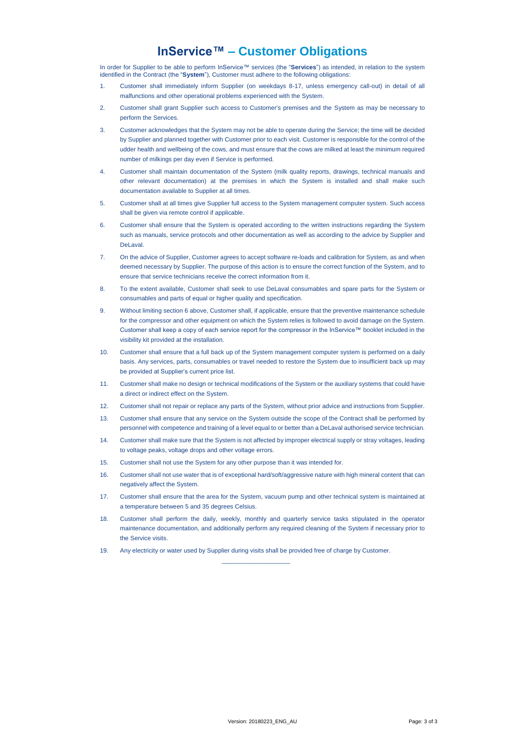# InService™ – Customer Obligations

In order for Supplier to be able to perform InService™ services (the "**Services**") as intended, in relation to the system identified in the Contract (the "**System**"), Customer must adhere to the following obligations:

1. Customer shall immediately inform Supplier (on weekdays 8-17, unless emergency call-out) in detail of all malfunctions and other operational problems experienced with the System.
2. Customer shall grant Supplier such access to Customer's premises and the System as may be necessary to perform the Services.
3. Customer acknowledges that the System may not be able to operate during the Service; the time will be decided by Supplier and planned together with Customer prior to each visit. Customer is responsible for the control of the udder health and wellbeing of the cows, and must ensure that the cows are milked at least the minimum required number of milkings per day even if Service is performed.
4. Customer shall maintain documentation of the System (milk quality reports, drawings, technical manuals and other relevant documentation) at the premises in which the System is installed and shall make such documentation available to Supplier at all times.
5. Customer shall at all times give Supplier full access to the System management computer system. Such access shall be given via remote control if applicable.
6. Customer shall ensure that the System is operated according to the written instructions regarding the System such as manuals, service protocols and other documentation as well as according to the advice by Supplier and DeLaval.
7. On the advice of Supplier, Customer agrees to accept software re-loads and calibration for System, as and when deemed necessary by Supplier. The purpose of this action is to ensure the correct function of the System, and to ensure that service technicians receive the correct information from it.
8. To the extent available, Customer shall seek to use DeLaval consumables and spare parts for the System or consumables and parts of equal or higher quality and specification.
9. Without limiting section 6 above, Customer shall, if applicable, ensure that the preventive maintenance schedule for the compressor and other equipment on which the System relies is followed to avoid damage on the System. Customer shall keep a copy of each service report for the compressor in the InService™ booklet included in the visibility kit provided at the installation.
10. Customer shall ensure that a full back up of the System management computer system is performed on a daily basis. Any services, parts, consumables or travel needed to restore the System due to insufficient back up may be provided at Supplier's current price list.
11. Customer shall make no design or technical modifications of the System or the auxiliary systems that could have a direct or indirect effect on the System.
12. Customer shall not repair or replace any parts of the System, without prior advice and instructions from Supplier.
13. Customer shall ensure that any service on the System outside the scope of the Contract shall be performed by personnel with competence and training of a level equal to or better than a DeLaval authorised service technician.
14. Customer shall make sure that the System is not affected by improper electrical supply or stray voltages, leading to voltage peaks, voltage drops and other voltage errors.
15. Customer shall not use the System for any other purpose than it was intended for.
16. Customer shall not use water that is of exceptional hard/soft/aggressive nature with high mineral content that can negatively affect the System.
17. Customer shall ensure that the area for the System, vacuum pump and other technical system is maintained at a temperature between 5 and 35 degrees Celsius.
18. Customer shall perform the daily, weekly, monthly and quarterly service tasks stipulated in the operator maintenance documentation, and additionally perform any required cleaning of the System if necessary prior to the Service visits.
19. Any electricity or water used by Supplier during visits shall be provided free of charge by Customer.

---

Version: 20180223_ENG_AU